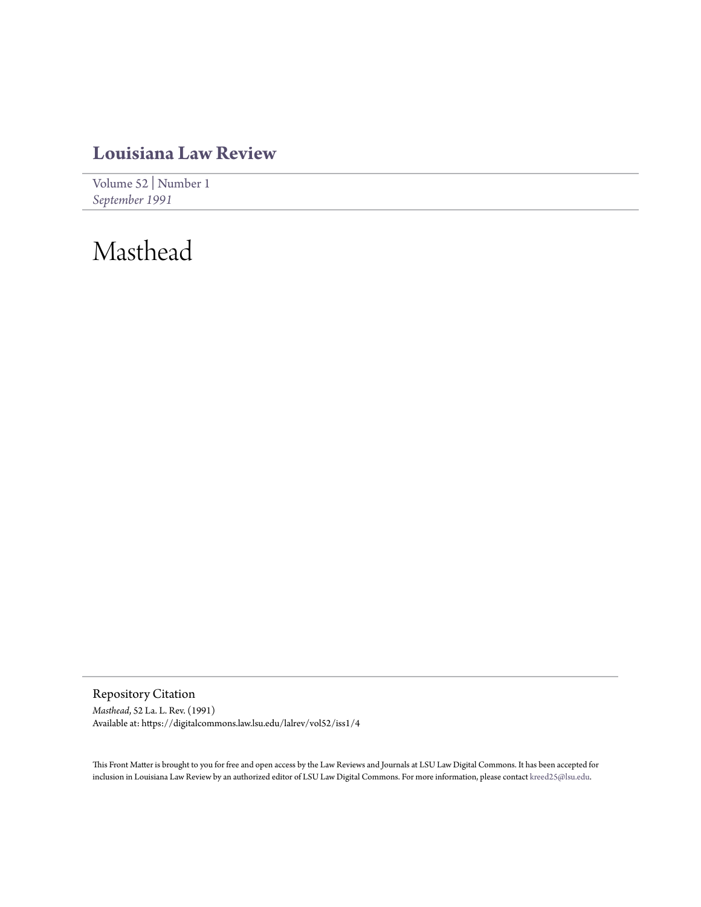# Louisiana Law Review

Volume 52 | Number 1
*September 1991*

# Masthead

## Repository Citation

*Masthead*, 52 La. L. Rev. (1991)
Available at: https://digitalcommons.law.lsu.edu/lalrev/vol52/iss1/4

This Front Matter is brought to you for free and open access by the Law Reviews and Journals at LSU Law Digital Commons. It has been accepted for inclusion in Louisiana Law Review by an authorized editor of LSU Law Digital Commons. For more information, please contact kreed25@lsu.edu.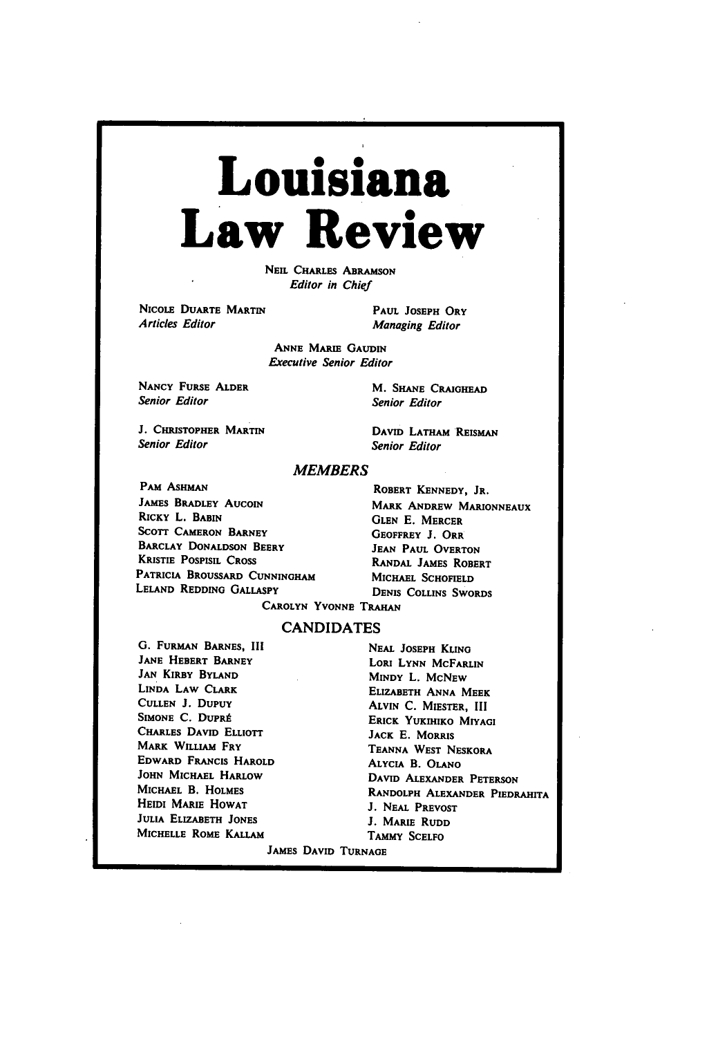# Louisiana Law Review

NEIL CHARLES ABRAMSON
*Editor in Chief*

NICOLE DUARTE MARTIN
*Articles Editor*

PAUL JOSEPH ORY
*Managing Editor*

ANNE MARIE GAUDIN
*Executive Senior Editor*

NANCY FURSE ALDER
*Senior Editor*

M. SHANE CRAIGHEAD
*Senior Editor*

J. CHRISTOPHER MARTIN
*Senior Editor*

DAVID LATHAM REISMAN
*Senior Editor*

## *MEMBERS*

PAM ASHMAN
JAMES BRADLEY AUCOIN
RICKY L. BABIN
SCOTT CAMERON BARNEY
BARCLAY DONALDSON BEERY
KRISTIE POSPISIL CROSS
PATRICIA BROUSSARD CUNNINGHAM
LELAND REDDING GALLASPY
ROBERT KENNEDY, JR.
MARK ANDREW MARIONNEAUX
GLEN E. MERCER
GEOFFREY J. ORR
JEAN PAUL OVERTON
RANDAL JAMES ROBERT
MICHAEL SCHOFIELD
DENIS COLLINS SWORDS
CAROLYN YVONNE TRAHAN

## CANDIDATES

G. FURMAN BARNES, III
JANE HEBERT BARNEY
JAN KIRBY BYLAND
LINDA LAW CLARK
CULLEN J. DUPUY
SIMONE C. DUPRÉ
CHARLES DAVID ELLIOTT
MARK WILLIAM FRY
EDWARD FRANCIS HAROLD
JOHN MICHAEL HARLOW
MICHAEL B. HOLMES
HEIDI MARIE HOWAT
JULIA ELIZABETH JONES
MICHELLE ROME KALLAM
NEAL JOSEPH KLING
LORI LYNN MCFARLIN
MINDY L. MCNEW
ELIZABETH ANNA MEEK
ALVIN C. MIESTER, III
ERICK YUKIHIKO MIYAGI
JACK E. MORRIS
TEANNA WEST NESKORA
ALYCIA B. OLANO
DAVID ALEXANDER PETERSON
RANDOLPH ALEXANDER PIEDRAHITA
J. NEAL PREVOST
J. MARIE RUDD
TAMMY SCELFO
JAMES DAVID TURNAGE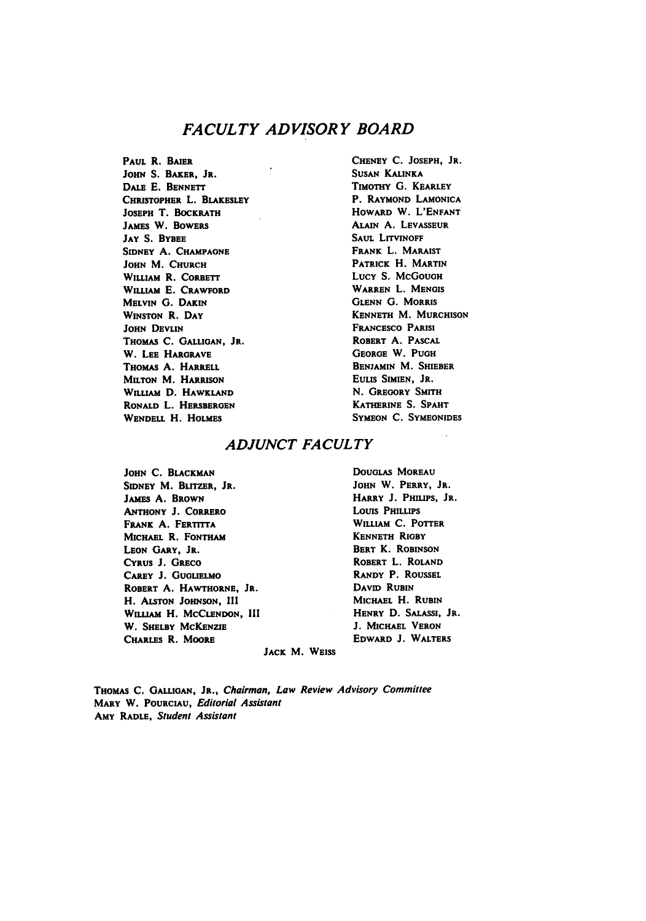## *FACULTY ADVISORY BOARD*

PAUL R. BAIER
JOHN S. BAKER, JR.
DALE E. BENNETT
CHRISTOPHER L. BLAKESLEY
JOSEPH T. BOCKRATH
JAMES W. BOWERS
JAY S. BYBEE
SIDNEY A. CHAMPAGNE
JOHN M. CHURCH
WILLIAM R. CORBETT
WILLIAM E. CRAWFORD
MELVIN G. DAKIN
WINSTON R. DAY
JOHN DEVLIN
THOMAS C. GALLIGAN, JR.
W. LEE HARGRAVE
THOMAS A. HARRELL
MILTON M. HARRISON
WILLIAM D. HAWKLAND
RONALD L. HERSBERGEN
WENDELL H. HOLMES
CHENEY C. JOSEPH, JR.
SUSAN KALINKA
TIMOTHY G. KEARLEY
P. RAYMOND LAMONICA
HOWARD W. L'ENFANT
ALAIN A. LEVASSEUR
SAUL LITVINOFF
FRANK L. MARAIST
PATRICK H. MARTIN
LUCY S. MCGOUGH
WARREN L. MENGIS
GLENN G. MORRIS
KENNETH M. MURCHISON
FRANCESCO PARISI
ROBERT A. PASCAL
GEORGE W. PUGH
BENJAMIN M. SHIEBER
EULIS SIMIEN, JR.
N. GREGORY SMITH
KATHERINE S. SPAHT
SYMEON C. SYMEONIDES

## *ADJUNCT FACULTY*

JOHN C. BLACKMAN
SIDNEY M. BLITZER, JR.
JAMES A. BROWN
ANTHONY J. CORRERO
FRANK A. FERTITTA
MICHAEL R. FONTHAM
LEON GARY, JR.
CYRUS J. GRECO
CAREY J. GUGLIELMO
ROBERT A. HAWTHORNE, JR.
H. ALSTON JOHNSON, III
WILLIAM H. MCCLENDON, III
W. SHELBY MCKENZIE
CHARLES R. MOORE
DOUGLAS MOREAU
JOHN W. PERRY, JR.
HARRY J. PHILIPS, JR.
LOUIS PHILLIPS
WILLIAM C. POTTER
KENNETH RIGBY
BERT K. ROBINSON
ROBERT L. ROLAND
RANDY P. ROUSSEL
DAVID RUBIN
MICHAEL H. RUBIN
HENRY D. SALASSI, JR.
J. MICHAEL VERON
EDWARD J. WALTERS
JACK M. WEISS

THOMAS C. GALLIGAN, JR., *Chairman, Law Review Advisory Committee*
MARY W. POURCIAU, *Editorial Assistant*
AMY RADLE, *Student Assistant*